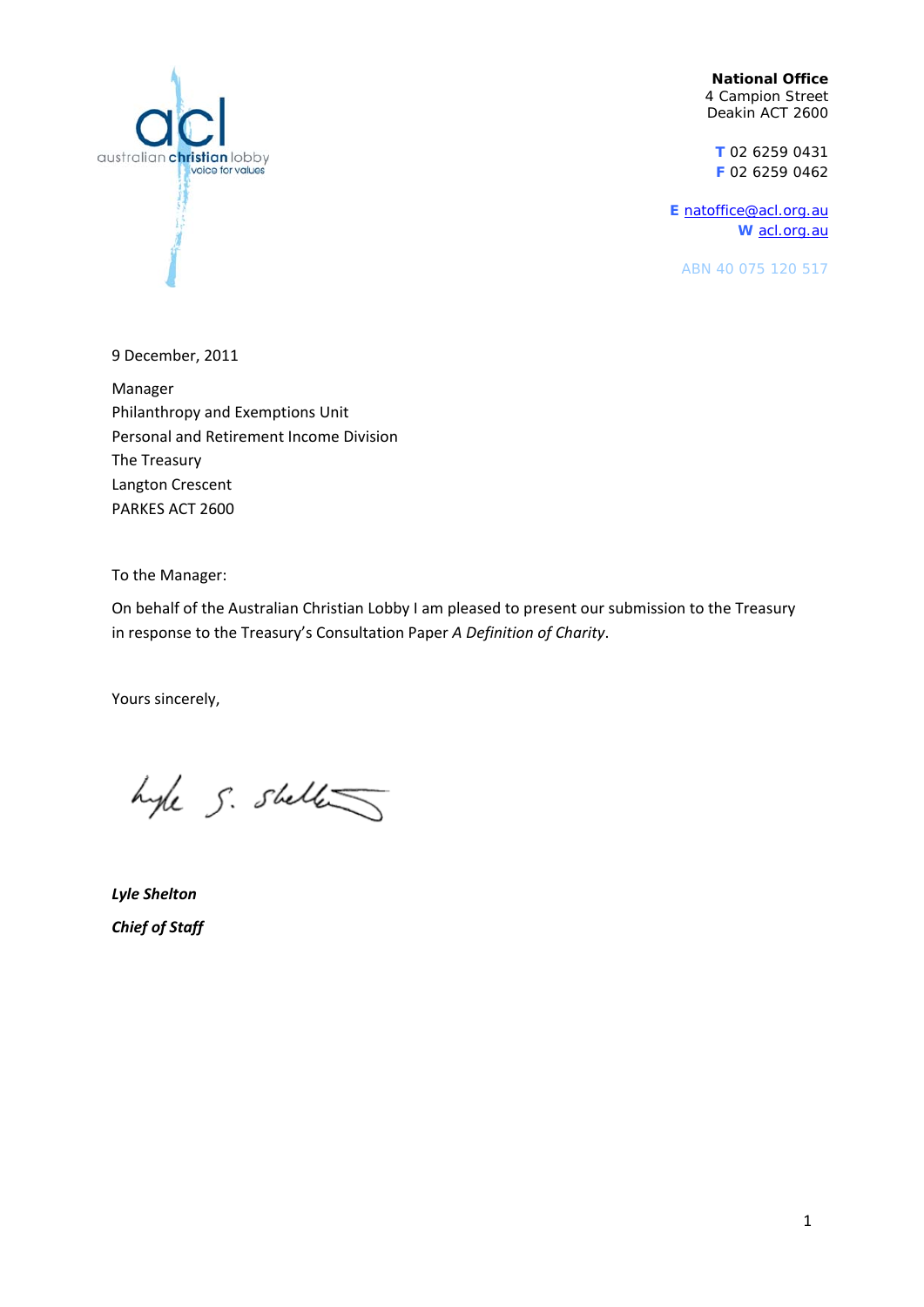acl
australian christian lobby
voice for values

**National Office**
4 Campion Street
Deakin ACT 2600

**T** 02 6259 0431
**F** 02 6259 0462

**E** natoffice@acl.org.au
**W** acl.org.au

ABN 40 075 120 517

9 December, 2011

Manager
Philanthropy and Exemptions Unit
Personal and Retirement Income Division
The Treasury
Langton Crescent
PARKES ACT 2600

To the Manager:

On behalf of the Australian Christian Lobby I am pleased to present our submission to the Treasury in response to the Treasury's Consultation Paper *A Definition of Charity*.

Yours sincerely,

***Lyle Shelton***
***Chief of Staff***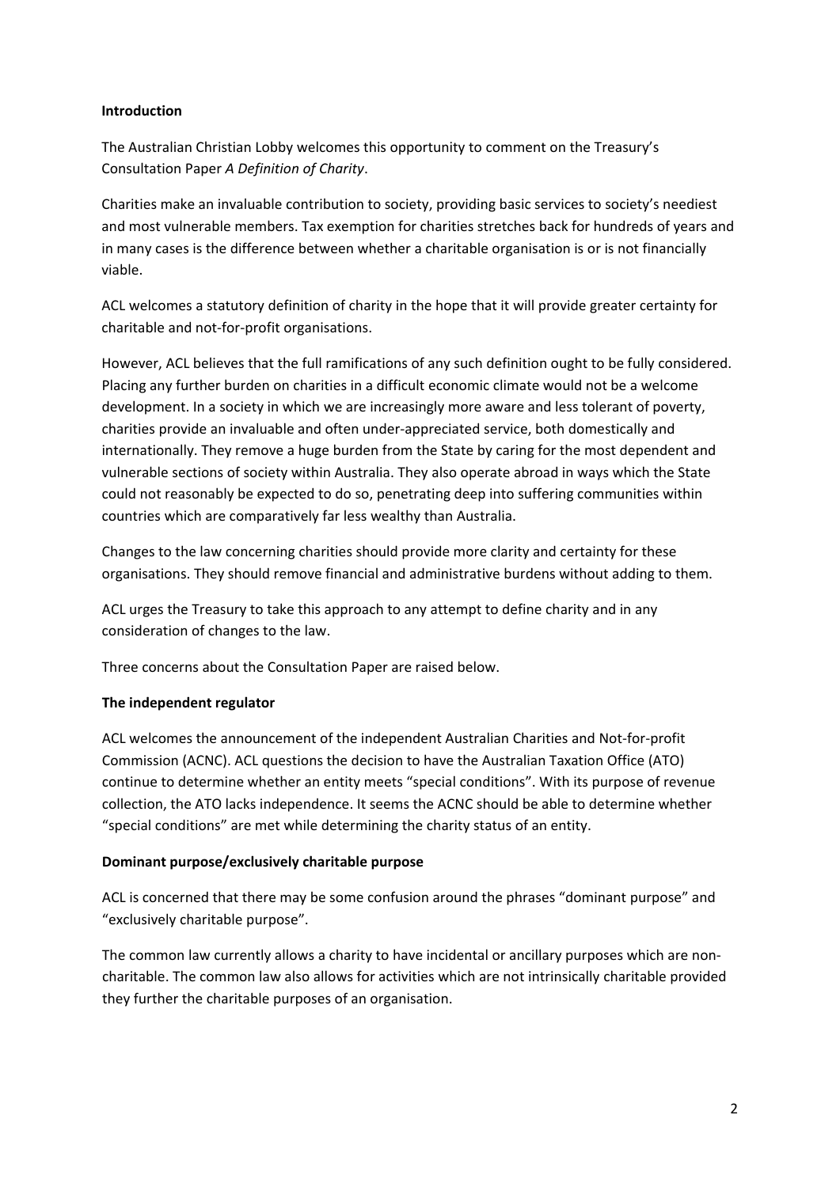**Introduction**

The Australian Christian Lobby welcomes this opportunity to comment on the Treasury's Consultation Paper *A Definition of Charity*.

Charities make an invaluable contribution to society, providing basic services to society's neediest and most vulnerable members. Tax exemption for charities stretches back for hundreds of years and in many cases is the difference between whether a charitable organisation is or is not financially viable.

ACL welcomes a statutory definition of charity in the hope that it will provide greater certainty for charitable and not-for-profit organisations.

However, ACL believes that the full ramifications of any such definition ought to be fully considered. Placing any further burden on charities in a difficult economic climate would not be a welcome development. In a society in which we are increasingly more aware and less tolerant of poverty, charities provide an invaluable and often under-appreciated service, both domestically and internationally. They remove a huge burden from the State by caring for the most dependent and vulnerable sections of society within Australia. They also operate abroad in ways which the State could not reasonably be expected to do so, penetrating deep into suffering communities within countries which are comparatively far less wealthy than Australia.

Changes to the law concerning charities should provide more clarity and certainty for these organisations. They should remove financial and administrative burdens without adding to them.

ACL urges the Treasury to take this approach to any attempt to define charity and in any consideration of changes to the law.

Three concerns about the Consultation Paper are raised below.

**The independent regulator**

ACL welcomes the announcement of the independent Australian Charities and Not-for-profit Commission (ACNC). ACL questions the decision to have the Australian Taxation Office (ATO) continue to determine whether an entity meets "special conditions". With its purpose of revenue collection, the ATO lacks independence. It seems the ACNC should be able to determine whether "special conditions" are met while determining the charity status of an entity.

**Dominant purpose/exclusively charitable purpose**

ACL is concerned that there may be some confusion around the phrases "dominant purpose" and "exclusively charitable purpose".

The common law currently allows a charity to have incidental or ancillary purposes which are non-charitable. The common law also allows for activities which are not intrinsically charitable provided they further the charitable purposes of an organisation.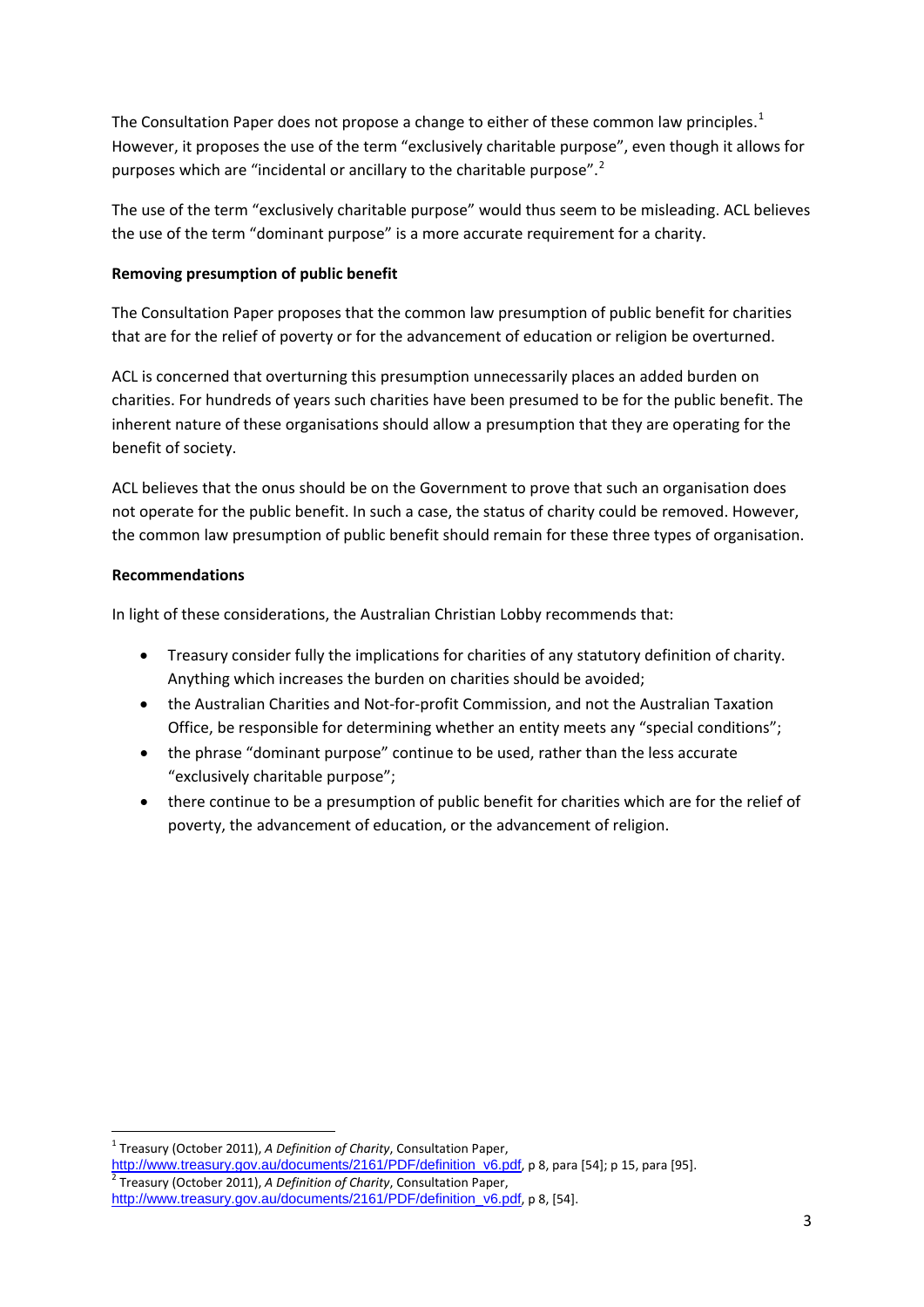The Consultation Paper does not propose a change to either of these common law principles.[1] However, it proposes the use of the term "exclusively charitable purpose", even though it allows for purposes which are "incidental or ancillary to the charitable purpose".[2]

The use of the term "exclusively charitable purpose" would thus seem to be misleading. ACL believes the use of the term "dominant purpose" is a more accurate requirement for a charity.

**Removing presumption of public benefit**

The Consultation Paper proposes that the common law presumption of public benefit for charities that are for the relief of poverty or for the advancement of education or religion be overturned.

ACL is concerned that overturning this presumption unnecessarily places an added burden on charities. For hundreds of years such charities have been presumed to be for the public benefit. The inherent nature of these organisations should allow a presumption that they are operating for the benefit of society.

ACL believes that the onus should be on the Government to prove that such an organisation does not operate for the public benefit. In such a case, the status of charity could be removed. However, the common law presumption of public benefit should remain for these three types of organisation.

**Recommendations**

In light of these considerations, the Australian Christian Lobby recommends that:

- Treasury consider fully the implications for charities of any statutory definition of charity. Anything which increases the burden on charities should be avoided;
- the Australian Charities and Not-for-profit Commission, and not the Australian Taxation Office, be responsible for determining whether an entity meets any "special conditions";
- the phrase "dominant purpose" continue to be used, rather than the less accurate "exclusively charitable purpose";
- there continue to be a presumption of public benefit for charities which are for the relief of poverty, the advancement of education, or the advancement of religion.

---

[1] Treasury (October 2011), *A Definition of Charity*, Consultation Paper, http://www.treasury.gov.au/documents/2161/PDF/definition_v6.pdf, p 8, para [54]; p 15, para [95].

[2] Treasury (October 2011), *A Definition of Charity*, Consultation Paper, http://www.treasury.gov.au/documents/2161/PDF/definition_v6.pdf, p 8, [54].